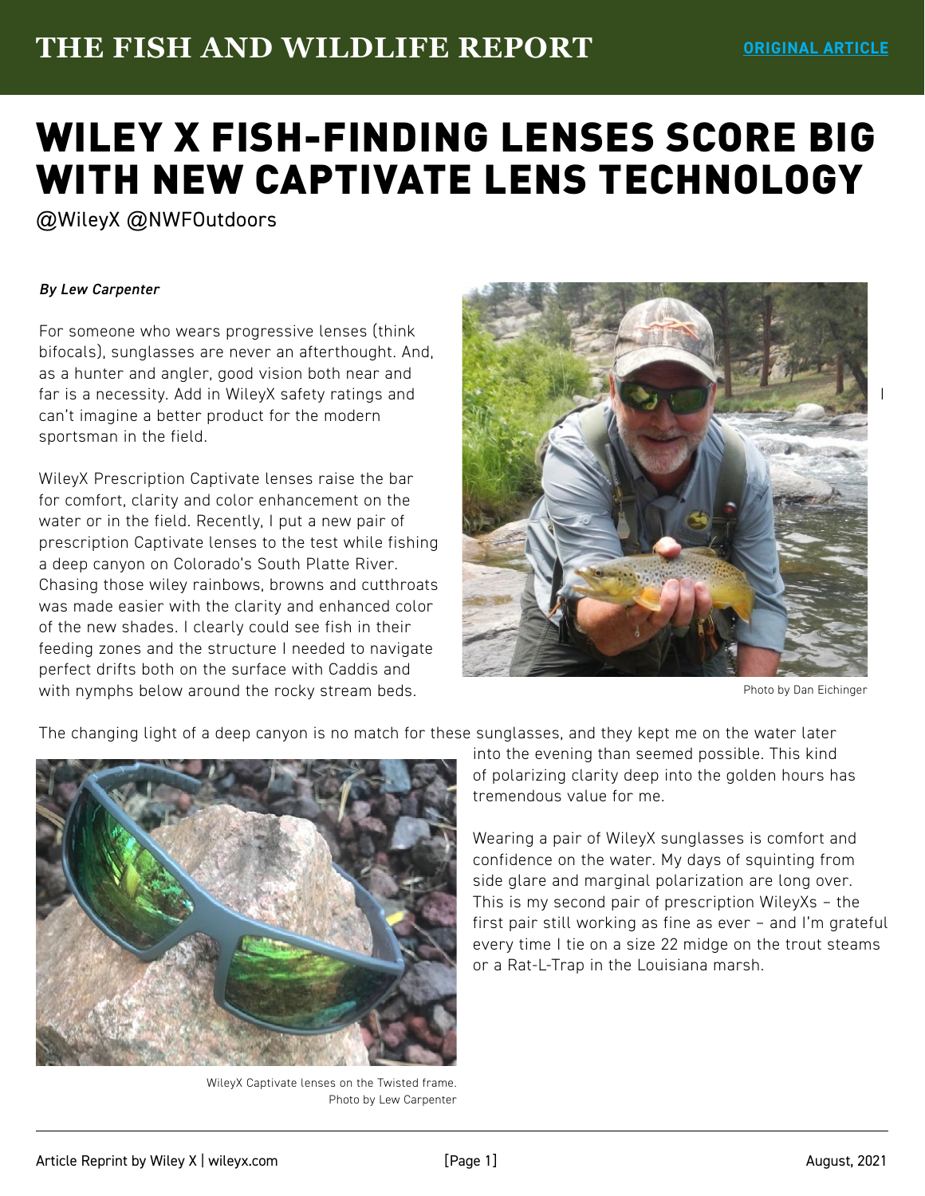# WILEY X FISH-FINDING LENSES SCORE BIG WITH NEW CAPTIVATE LENS TECHNOLOGY

@WileyX @NWFOutdoors

*By Lew Carpenter*

For someone who wears progressive lenses (think bifocals), sunglasses are never an afterthought. And, as a hunter and angler, good vision both near and far is a necessity. Add in WileyX safety ratings and I can't imagine a better product for the modern sportsman in the field.

WileyX Prescription Captivate lenses raise the bar for comfort, clarity and color enhancement on the water or in the field. Recently, I put a new pair of prescription Captivate lenses to the test while fishing a deep canyon on Colorado's South Platte River. Chasing those wiley rainbows, browns and cutthroats was made easier with the clarity and enhanced color of the new shades. I clearly could see fish in their feeding zones and the structure I needed to navigate perfect drifts both on the surface with Caddis and with nymphs below around the rocky stream beds.

Photo by Dan Eichinger

The changing light of a deep canyon is no match for these sunglasses, and they kept me on the water later into the evening than seemed possible. This kind of polarizing clarity deep into the golden hours has tremendous value for me.

WileyX Captivate lenses on the Twisted frame. Photo by Lew Carpenter

Wearing a pair of WileyX sunglasses is comfort and confidence on the water. My days of squinting from side glare and marginal polarization are long over. This is my second pair of prescription WileyXs – the first pair still working as fine as ever – and I'm grateful every time I tie on a size 22 midge on the trout steams or a Rat-L-Trap in the Louisiana marsh.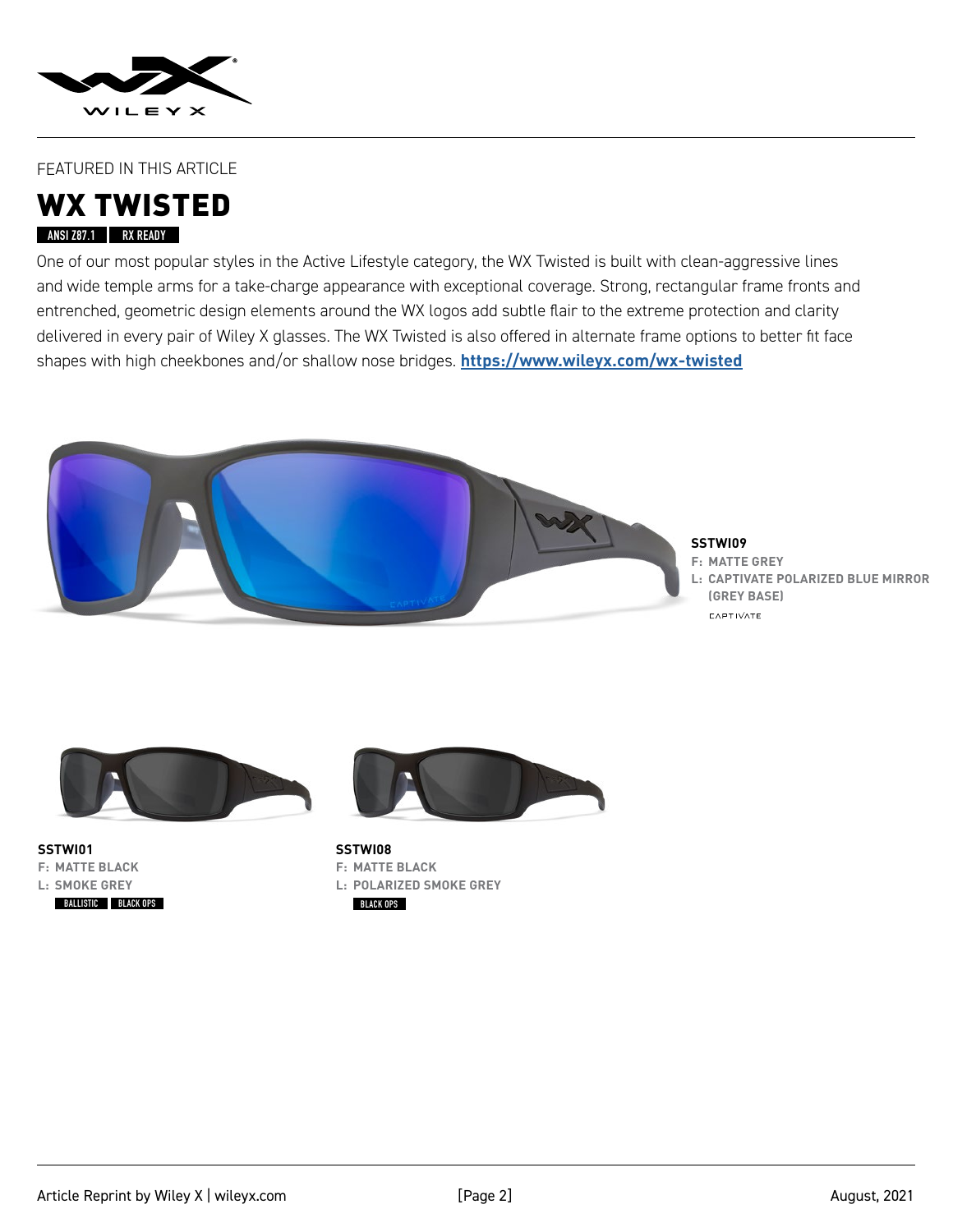FEATURED IN THIS ARTICLE

# WX TWISTED

ANSI Z87.1 | RX READY

One of our most popular styles in the Active Lifestyle category, the WX Twisted is built with clean-aggressive lines and wide temple arms for a take-charge appearance with exceptional coverage. Strong, rectangular frame fronts and entrenched, geometric design elements around the WX logos add subtle flair to the extreme protection and clarity delivered in every pair of Wiley X glasses. The WX Twisted is also offered in alternate frame options to better fit face shapes with high cheekbones and/or shallow nose bridges. **https://www.wileyx.com/wx-twisted**

**SSTWI09**
F: MATTE GREY
L: CAPTIVATE POLARIZED BLUE MIRROR (GREY BASE)
CAPTIVATE

**SSTWI01**
F: MATTE BLACK
L: SMOKE GREY
BALLISTIC | BLACK OPS

**SSTWI08**
F: MATTE BLACK
L: POLARIZED SMOKE GREY
BLACK OPS